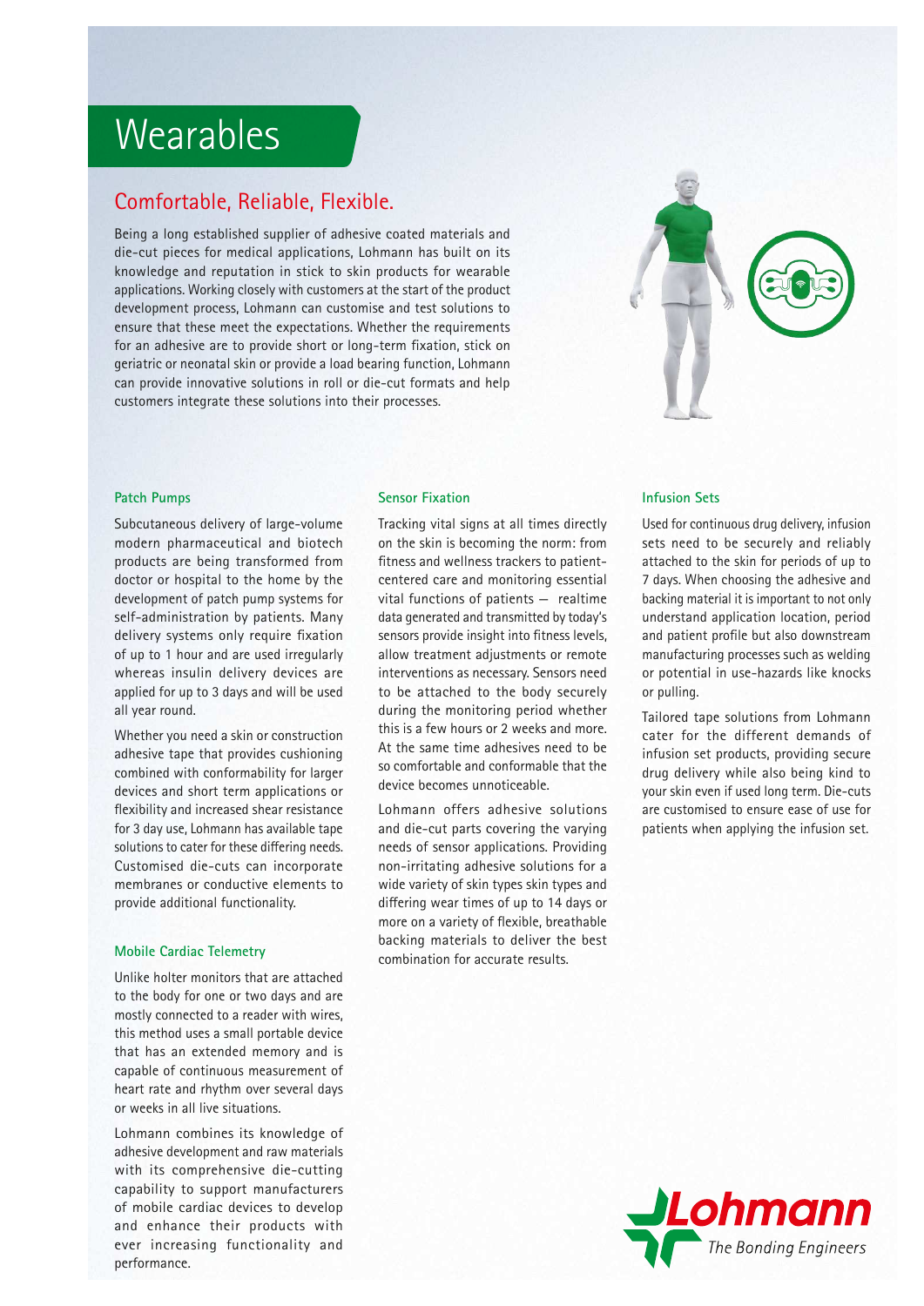# Wearables

## Comfortable, Reliable, Flexible.

Being a long established supplier of adhesive coated materials and die-cut pieces for medical applications, Lohmann has built on its knowledge and reputation in stick to skin products for wearable applications. Working closely with customers at the start of the product development process, Lohmann can customise and test solutions to ensure that these meet the expectations. Whether the requirements for an adhesive are to provide short or long-term fixation, stick on geriatric or neonatal skin or provide a load bearing function, Lohmann can provide innovative solutions in roll or die-cut formats and help customers integrate these solutions into their processes.

### Patch Pumps

Subcutaneous delivery of large-volume modern pharmaceutical and biotech products are being transformed from doctor or hospital to the home by the development of patch pump systems for self-administration by patients. Many delivery systems only require fixation of up to 1 hour and are used irregularly whereas insulin delivery devices are applied for up to 3 days and will be used all year round.

Whether you need a skin or construction adhesive tape that provides cushioning combined with conformability for larger devices and short term applications or flexibility and increased shear resistance for 3 day use, Lohmann has available tape solutions to cater for these differing needs. Customised die-cuts can incorporate membranes or conductive elements to provide additional functionality.

### Mobile Cardiac Telemetry

Unlike holter monitors that are attached to the body for one or two days and are mostly connected to a reader with wires, this method uses a small portable device that has an extended memory and is capable of continuous measurement of heart rate and rhythm over several days or weeks in all live situations.

Lohmann combines its knowledge of adhesive development and raw materials with its comprehensive die-cutting capability to support manufacturers of mobile cardiac devices to develop and enhance their products with ever increasing functionality and performance.

### Sensor Fixation

Tracking vital signs at all times directly on the skin is becoming the norm: from fitness and wellness trackers to patient-centered care and monitoring essential vital functions of patients – realtime data generated and transmitted by today's sensors provide insight into fitness levels, allow treatment adjustments or remote interventions as necessary. Sensors need to be attached to the body securely during the monitoring period whether this is a few hours or 2 weeks and more. At the same time adhesives need to be so comfortable and conformable that the device becomes unnoticeable.

Lohmann offers adhesive solutions and die-cut parts covering the varying needs of sensor applications. Providing non-irritating adhesive solutions for a wide variety of skin types skin types and differing wear times of up to 14 days or more on a variety of flexible, breathable backing materials to deliver the best combination for accurate results.

### Infusion Sets

Used for continuous drug delivery, infusion sets need to be securely and reliably attached to the skin for periods of up to 7 days. When choosing the adhesive and backing material it is important to not only understand application location, period and patient profile but also downstream manufacturing processes such as welding or potential in use-hazards like knocks or pulling.

Tailored tape solutions from Lohmann cater for the different demands of infusion set products, providing secure drug delivery while also being kind to your skin even if used long term. Die-cuts are customised to ensure ease of use for patients when applying the infusion set.

Lohmann
The Bonding Engineers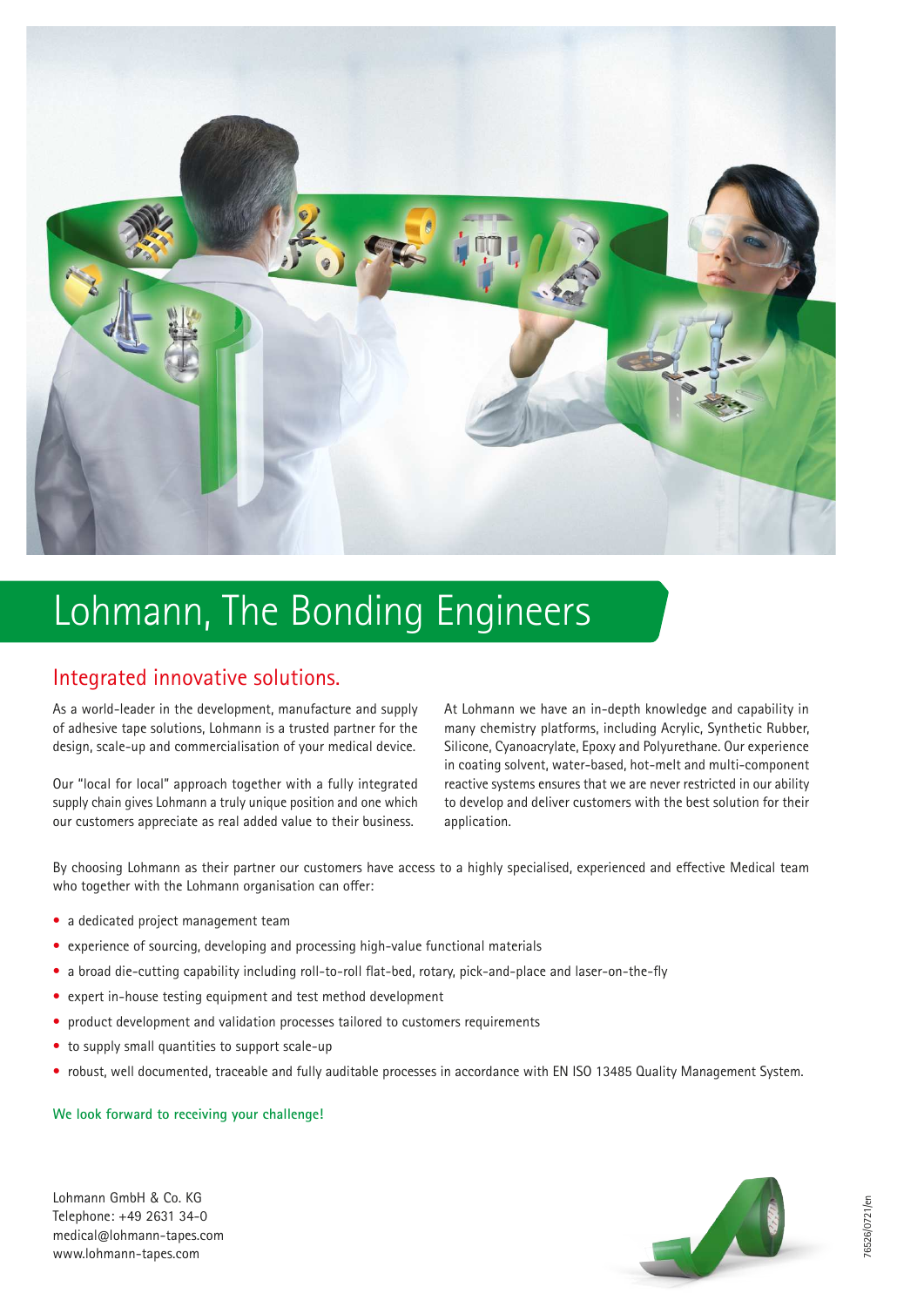# Lohmann, The Bonding Engineers

## Integrated innovative solutions.

As a world-leader in the development, manufacture and supply of adhesive tape solutions, Lohmann is a trusted partner for the design, scale-up and commercialisation of your medical device.

Our "local for local" approach together with a fully integrated supply chain gives Lohmann a truly unique position and one which our customers appreciate as real added value to their business.

At Lohmann we have an in-depth knowledge and capability in many chemistry platforms, including Acrylic, Synthetic Rubber, Silicone, Cyanoacrylate, Epoxy and Polyurethane. Our experience in coating solvent, water-based, hot-melt and multi-component reactive systems ensures that we are never restricted in our ability to develop and deliver customers with the best solution for their application.

By choosing Lohmann as their partner our customers have access to a highly specialised, experienced and effective Medical team who together with the Lohmann organisation can offer:

- a dedicated project management team
- experience of sourcing, developing and processing high-value functional materials
- a broad die-cutting capability including roll-to-roll flat-bed, rotary, pick-and-place and laser-on-the-fly
- expert in-house testing equipment and test method development
- product development and validation processes tailored to customers requirements
- to supply small quantities to support scale-up
- robust, well documented, traceable and fully auditable processes in accordance with EN ISO 13485 Quality Management System.

**We look forward to receiving your challenge!**

Lohmann GmbH & Co. KG
Telephone: +49 2631 34-0
medical@lohmann-tapes.com
www.lohmann-tapes.com

76526|0721|en